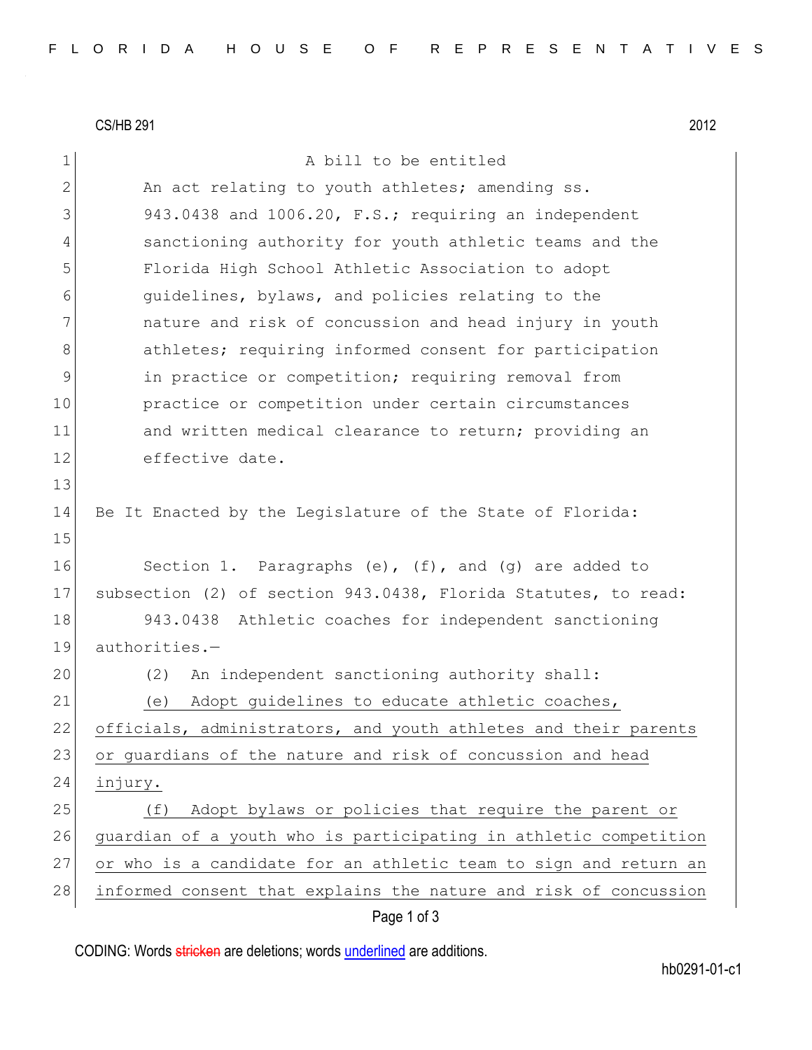CS/HB 291 2012

A bill to be entitled

An act relating to youth athletes; amending ss. 943.0438 and 1006.20, F.S.; requiring an independent sanctioning authority for youth athletic teams and the Florida High School Athletic Association to adopt guidelines, bylaws, and policies relating to the nature and risk of concussion and head injury in youth athletes; requiring informed consent for participation in practice or competition; requiring removal from practice or competition under certain circumstances and written medical clearance to return; providing an effective date.

Be It Enacted by the Legislature of the State of Florida:

Section 1. Paragraphs (e), (f), and (g) are added to subsection (2) of section 943.0438, Florida Statutes, to read:

943.0438 Athletic coaches for independent sanctioning authorities.—

(2) An independent sanctioning authority shall:

(e) Adopt guidelines to educate athletic coaches, officials, administrators, and youth athletes and their parents or guardians of the nature and risk of concussion and head injury.

(f) Adopt bylaws or policies that require the parent or guardian of a youth who is participating in athletic competition or who is a candidate for an athletic team to sign and return an informed consent that explains the nature and risk of concussion

CODING: Words stricken are deletions; words underlined are additions.

hb0291-01-c1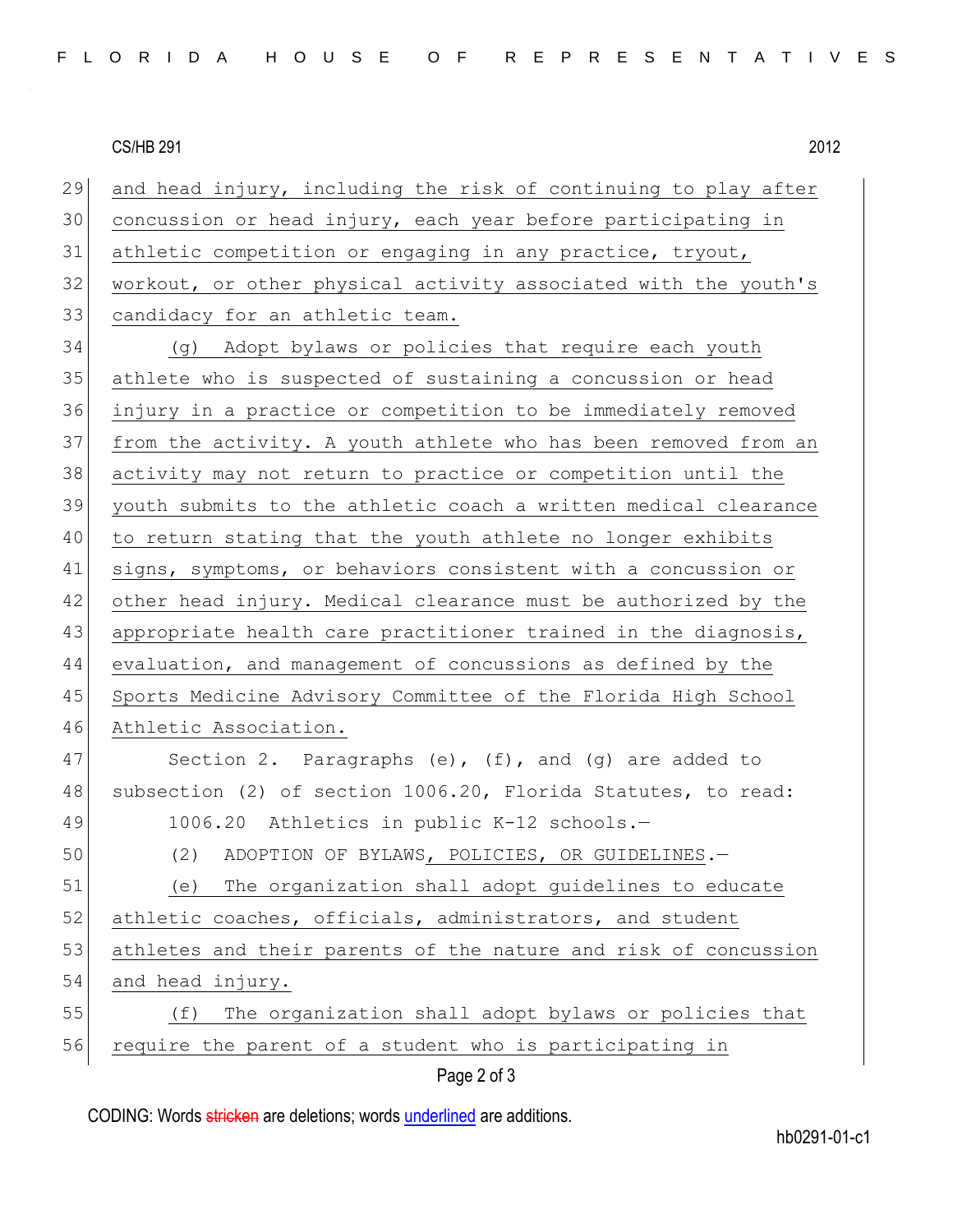and head injury, including the risk of continuing to play after concussion or head injury, each year before participating in athletic competition or engaging in any practice, tryout, workout, or other physical activity associated with the youth's candidacy for an athletic team.

(g) Adopt bylaws or policies that require each youth athlete who is suspected of sustaining a concussion or head injury in a practice or competition to be immediately removed from the activity. A youth athlete who has been removed from an activity may not return to practice or competition until the youth submits to the athletic coach a written medical clearance to return stating that the youth athlete no longer exhibits signs, symptoms, or behaviors consistent with a concussion or other head injury. Medical clearance must be authorized by the appropriate health care practitioner trained in the diagnosis, evaluation, and management of concussions as defined by the Sports Medicine Advisory Committee of the Florida High School Athletic Association.

Section 2. Paragraphs (e), (f), and (g) are added to subsection (2) of section 1006.20, Florida Statutes, to read:

1006.20 Athletics in public K-12 schools.—

(2) ADOPTION OF BYLAWS, POLICIES, OR GUIDELINES.—

(e) The organization shall adopt guidelines to educate athletic coaches, officials, administrators, and student athletes and their parents of the nature and risk of concussion and head injury.

(f) The organization shall adopt bylaws or policies that require the parent of a student who is participating in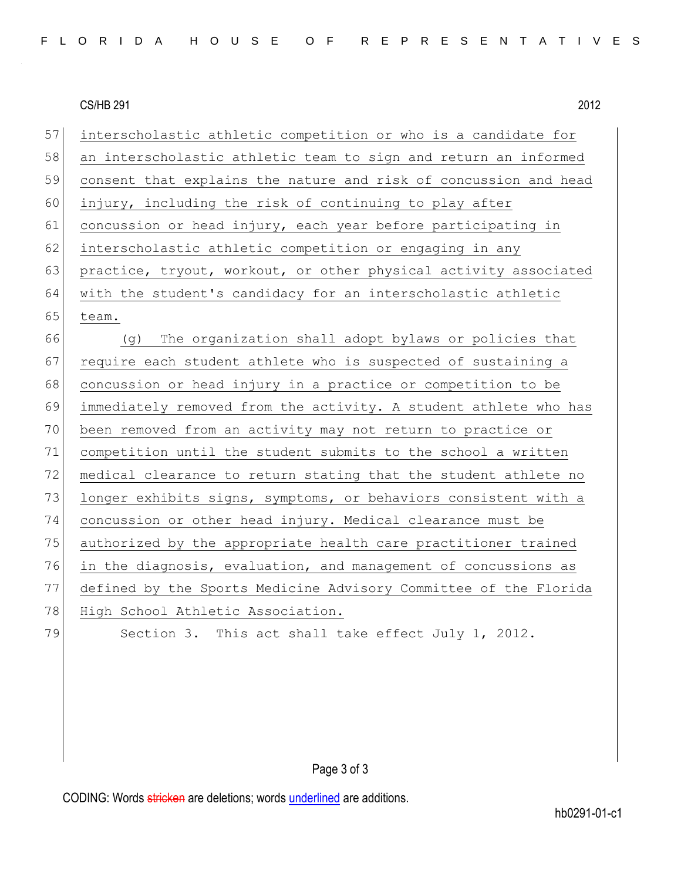interscholastic athletic competition or who is a candidate for an interscholastic athletic team to sign and return an informed consent that explains the nature and risk of concussion and head injury, including the risk of continuing to play after concussion or head injury, each year before participating in interscholastic athletic competition or engaging in any practice, tryout, workout, or other physical activity associated with the student's candidacy for an interscholastic athletic team.

(g) The organization shall adopt bylaws or policies that require each student athlete who is suspected of sustaining a concussion or head injury in a practice or competition to be immediately removed from the activity. A student athlete who has been removed from an activity may not return to practice or competition until the student submits to the school a written medical clearance to return stating that the student athlete no longer exhibits signs, symptoms, or behaviors consistent with a concussion or other head injury. Medical clearance must be authorized by the appropriate health care practitioner trained in the diagnosis, evaluation, and management of concussions as defined by the Sports Medicine Advisory Committee of the Florida High School Athletic Association.

Section 3. This act shall take effect July 1, 2012.

CODING: Words stricken are deletions; words underlined are additions.